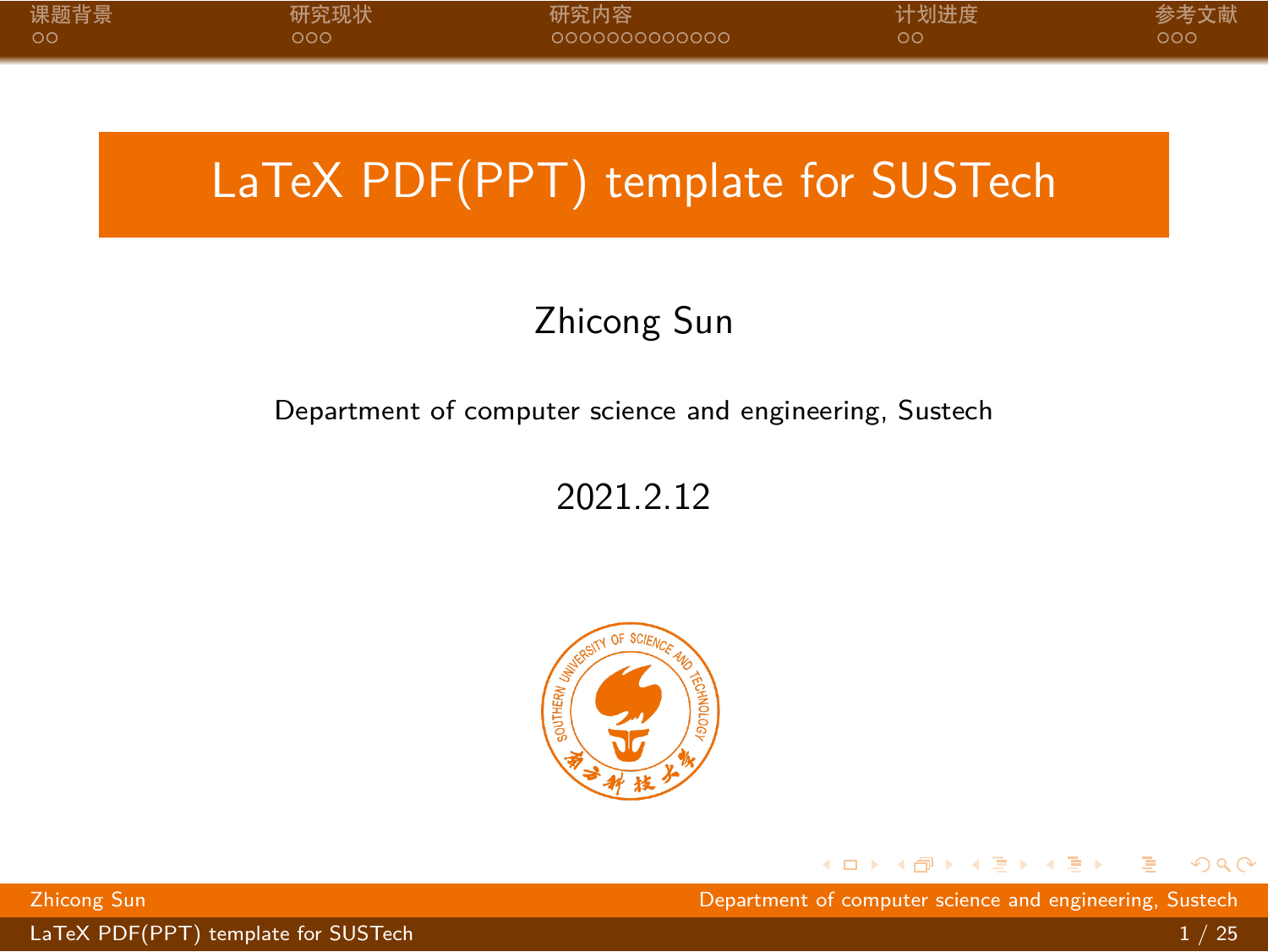# LaTeX PDF(PPT) template for SUSTech

Zhicong Sun

Department of computer science and engineering, Sustech

2021.2.12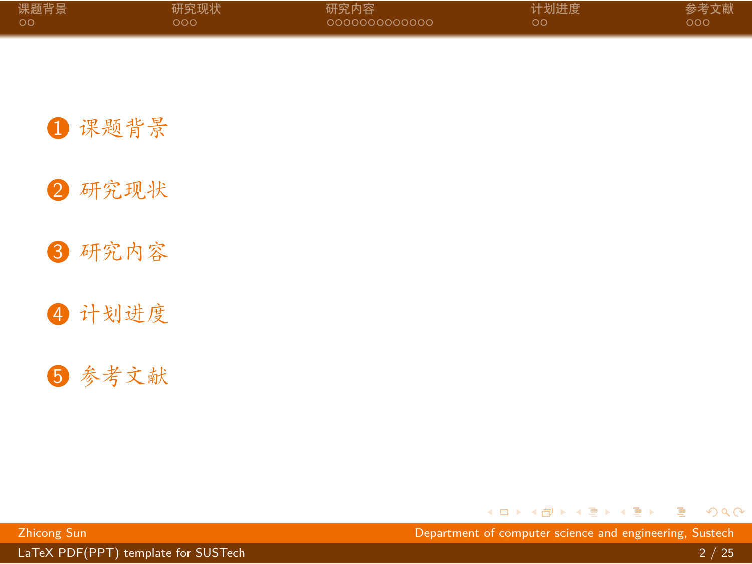1. 课题背景
2. 研究现状
3. 研究内容
4. 计划进度
5. 参考文献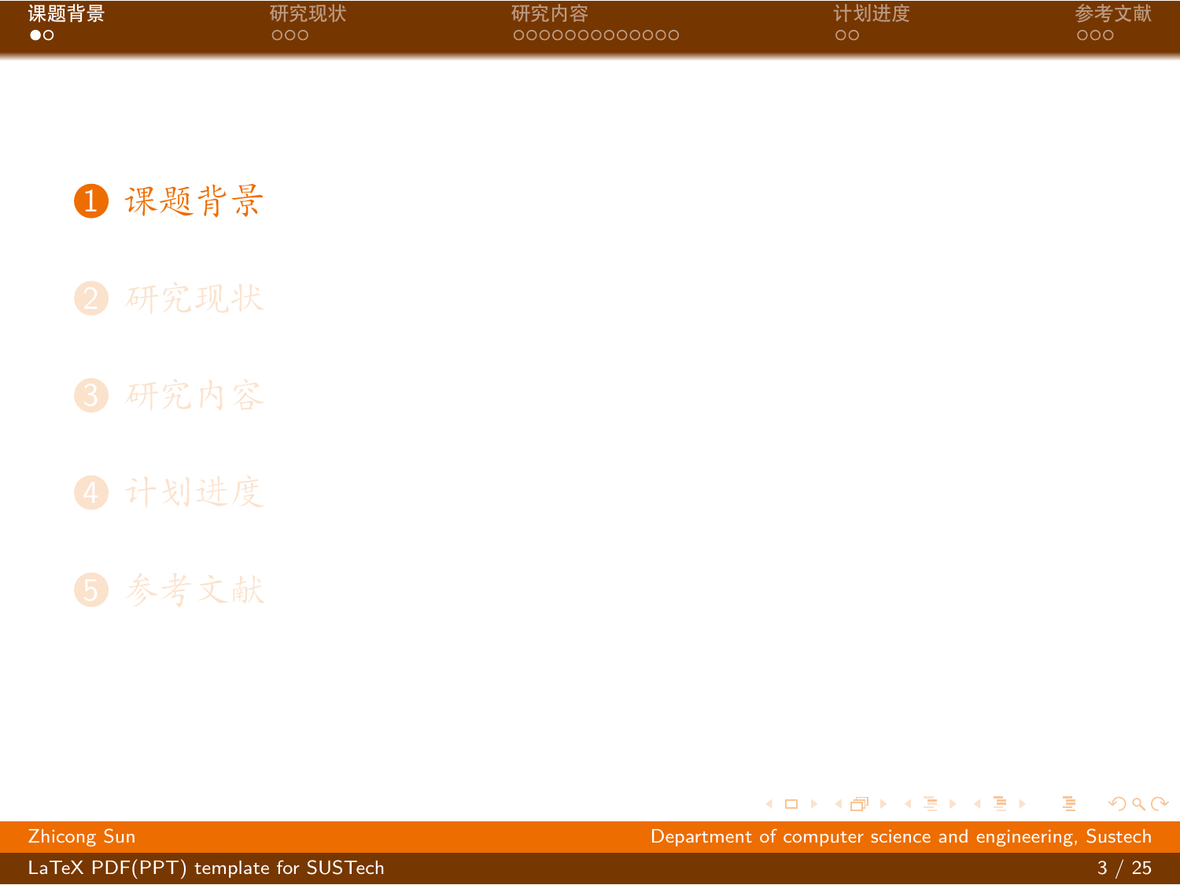1. 课题背景
2. 研究现状
3. 研究内容
4. 计划进度
5. 参考文献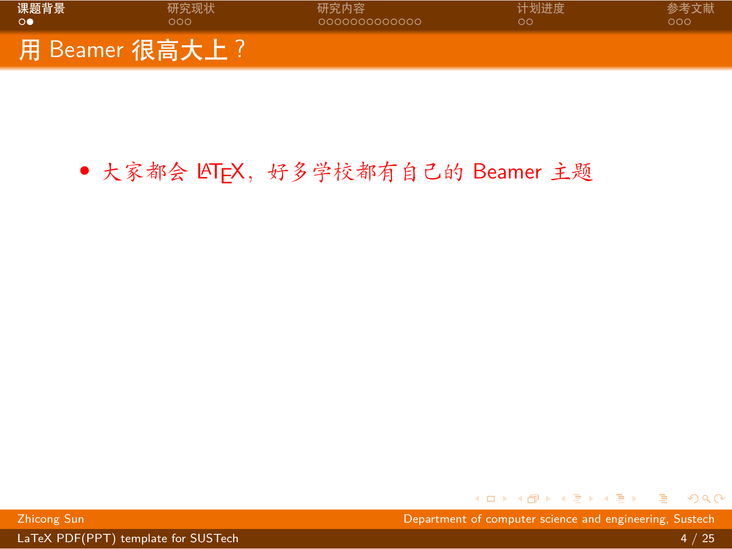# 用 Beamer 很高大上？

- 大家都会 LaTeX，好多学校都有自己的 Beamer 主题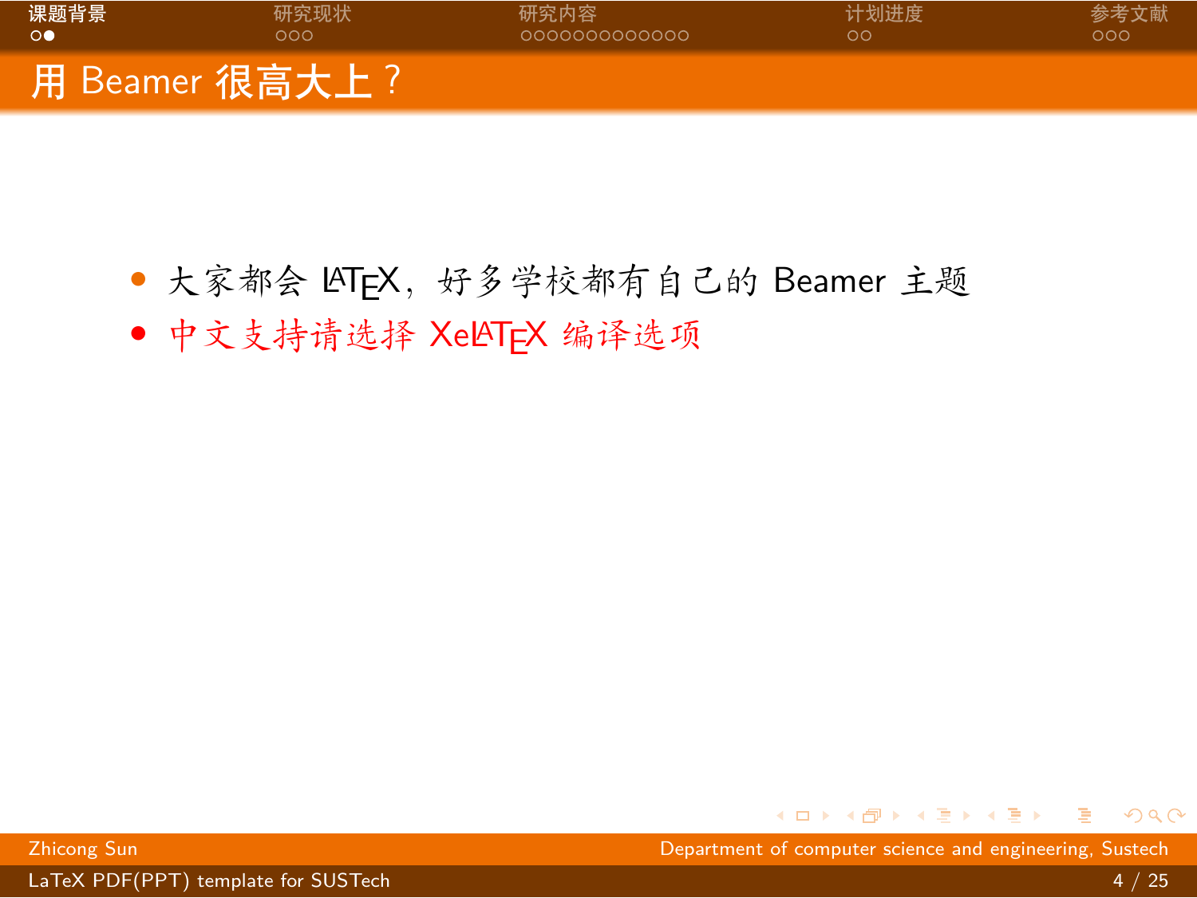# 用 Beamer 很高大上？

- 大家都会 LaTeX，好多学校都有自己的 Beamer 主题
- 中文支持请选择 XeLaTeX 编译选项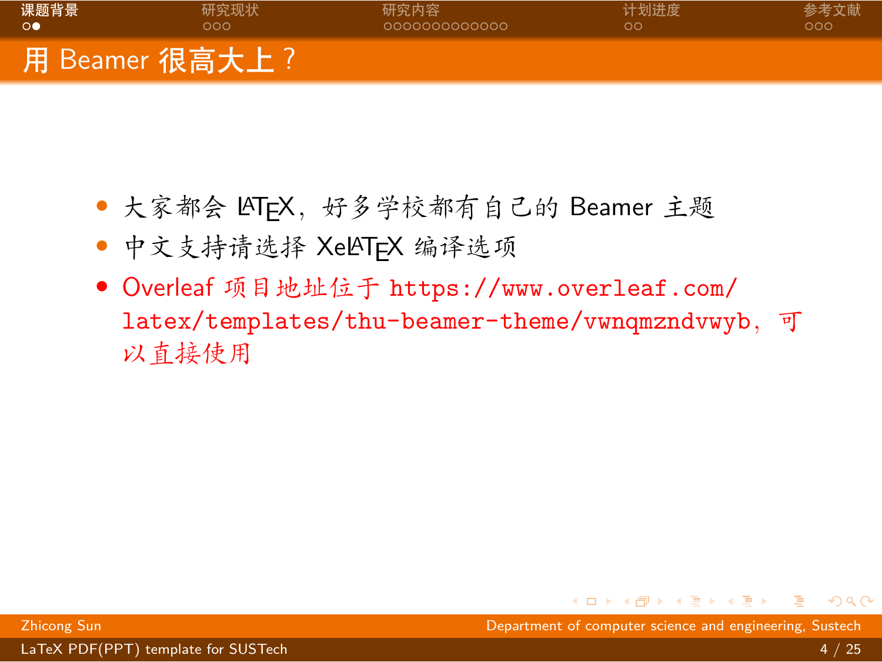# 用 Beamer 很高大上？

- 大家都会 LaTeX，好多学校都有自己的 Beamer 主题
- 中文支持请选择 XeLaTeX 编译选项
- Overleaf 项目地址位于 https://www.overleaf.com/latex/templates/thu-beamer-theme/vwnqmzndvwyb，可以直接使用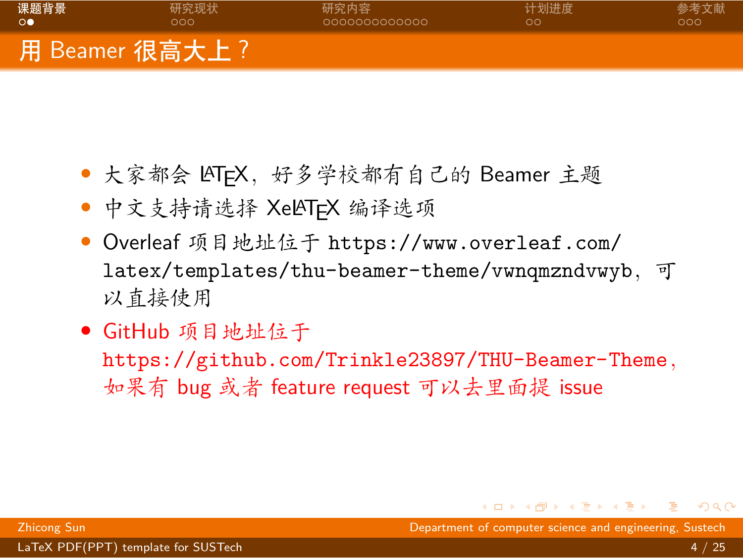## 用 Beamer 很高大上？

- 大家都会 LaTeX，好多学校都有自己的 Beamer 主题
- 中文支持请选择 XeLaTeX 编译选项
- Overleaf 项目地址位于 https://www.overleaf.com/latex/templates/thu-beamer-theme/vwnqmzndvwyb，可以直接使用
- GitHub 项目地址位于 https://github.com/Trinkle23897/THU-Beamer-Theme，如果有 bug 或者 feature request 可以去里面提 issue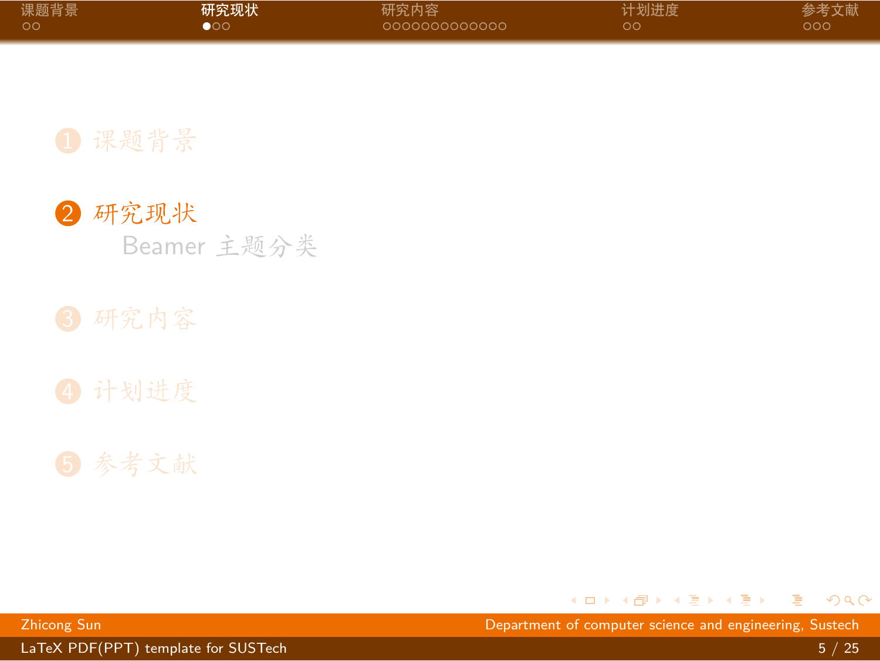1. 课题背景
2. 研究现状
   - Beamer 主题分类
3. 研究内容
4. 计划进度
5. 参考文献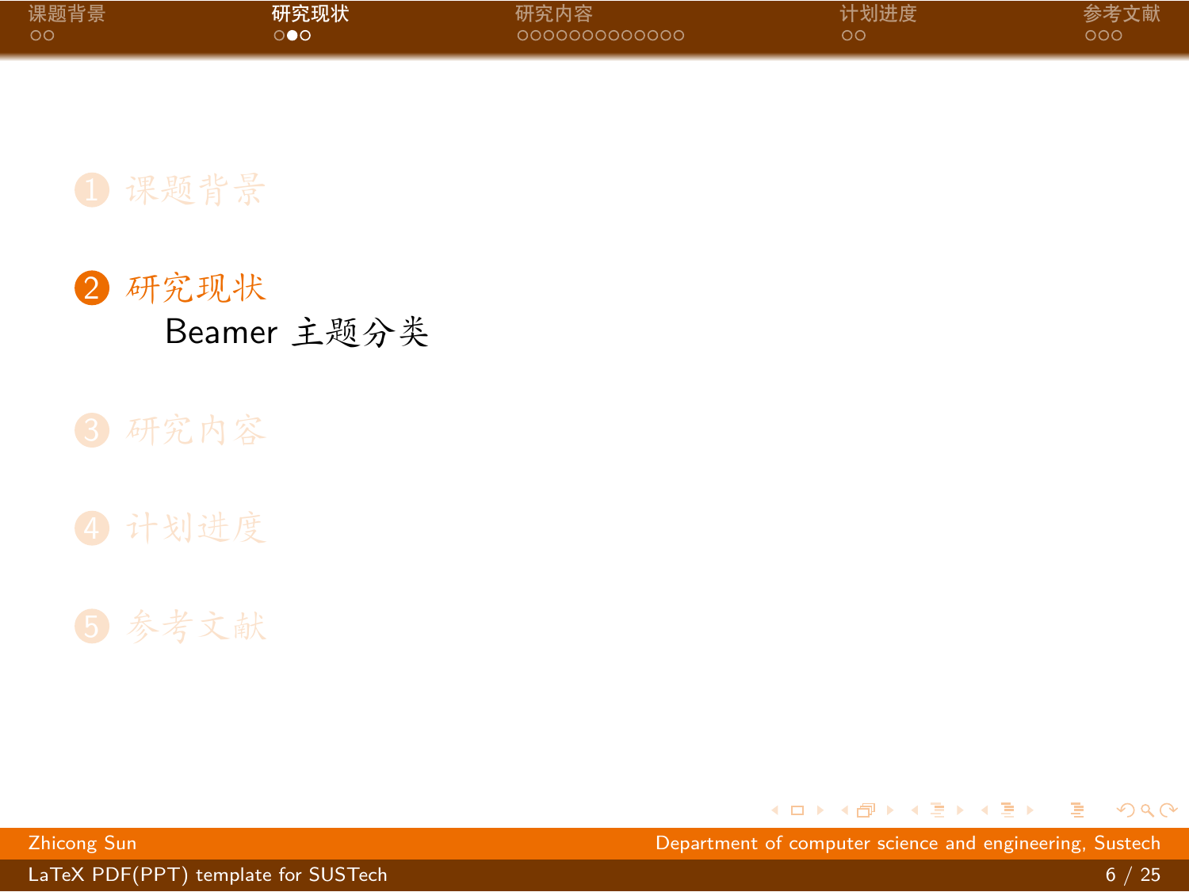1. 课题背景
2. 研究现状
   - Beamer 主题分类
3. 研究内容
4. 计划进度
5. 参考文献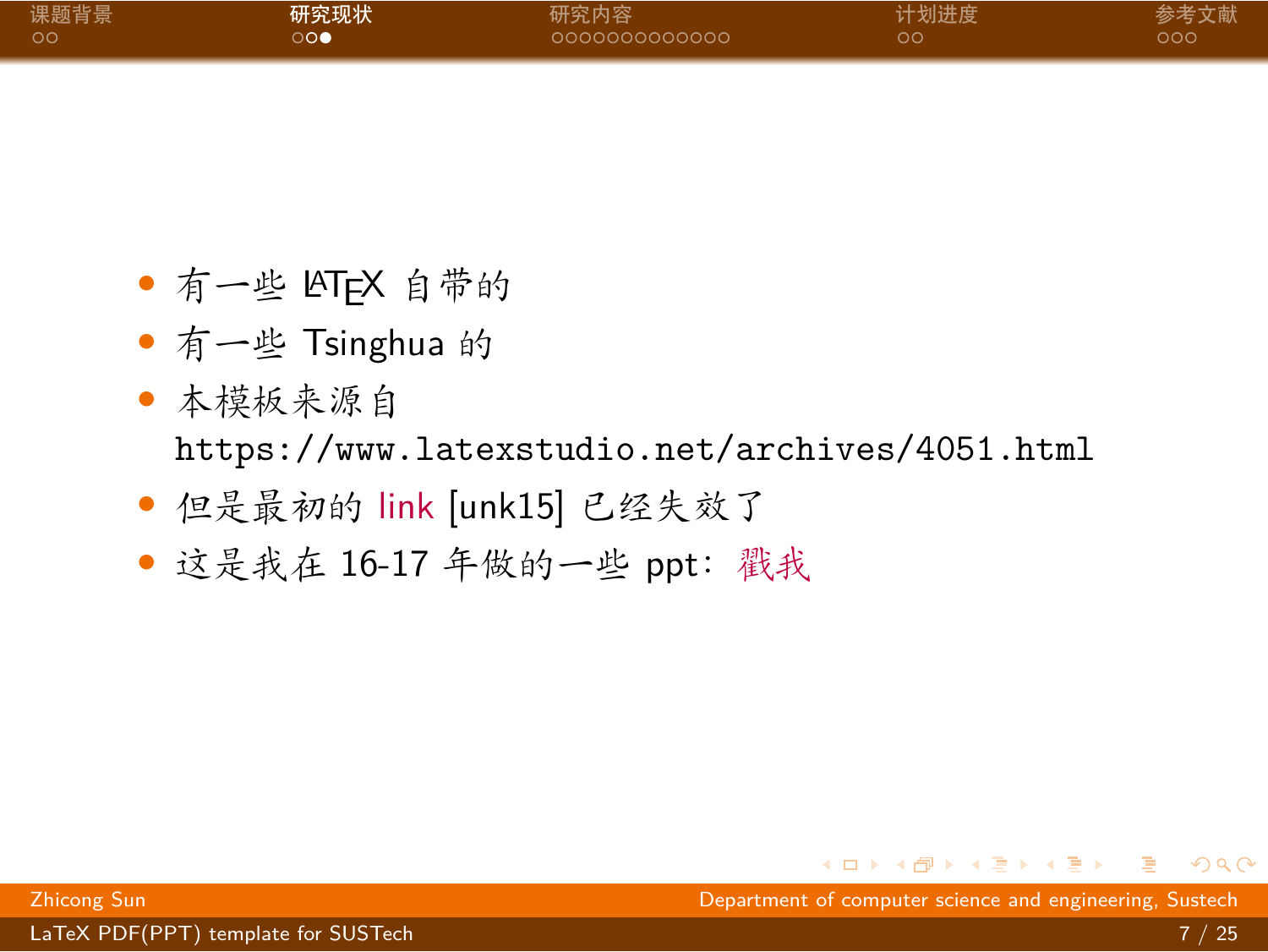- 有一些 LaTeX 自带的
- 有一些 Tsinghua 的
- 本模板来源自 https://www.latexstudio.net/archives/4051.html
- 但是最初的 link [unk15] 已经失效了
- 这是我在 16-17 年做的一些 ppt：戳我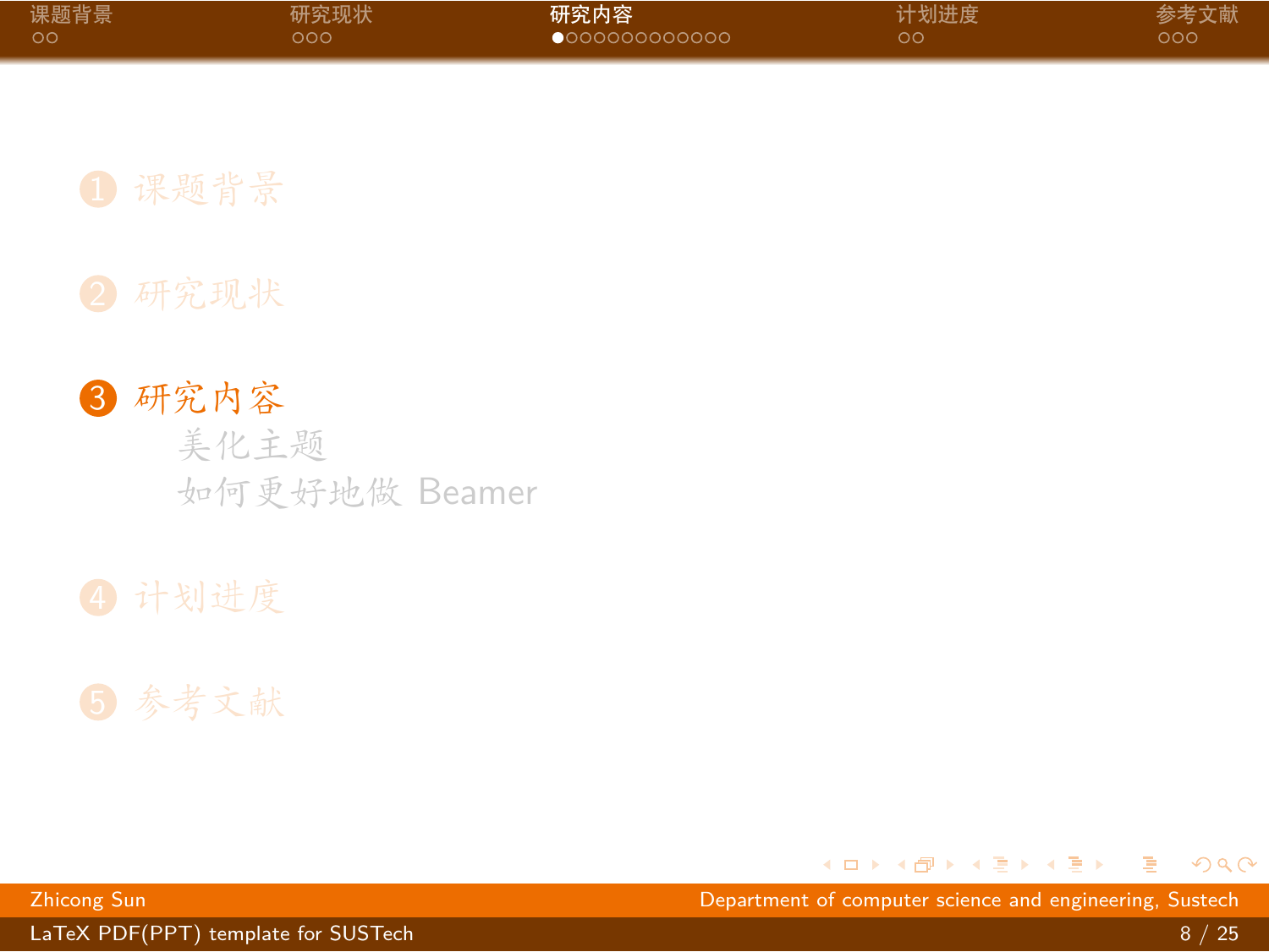1. 课题背景
2. 研究现状
3. 研究内容
   - 美化主题
   - 如何更好地做 Beamer
4. 计划进度
5. 参考文献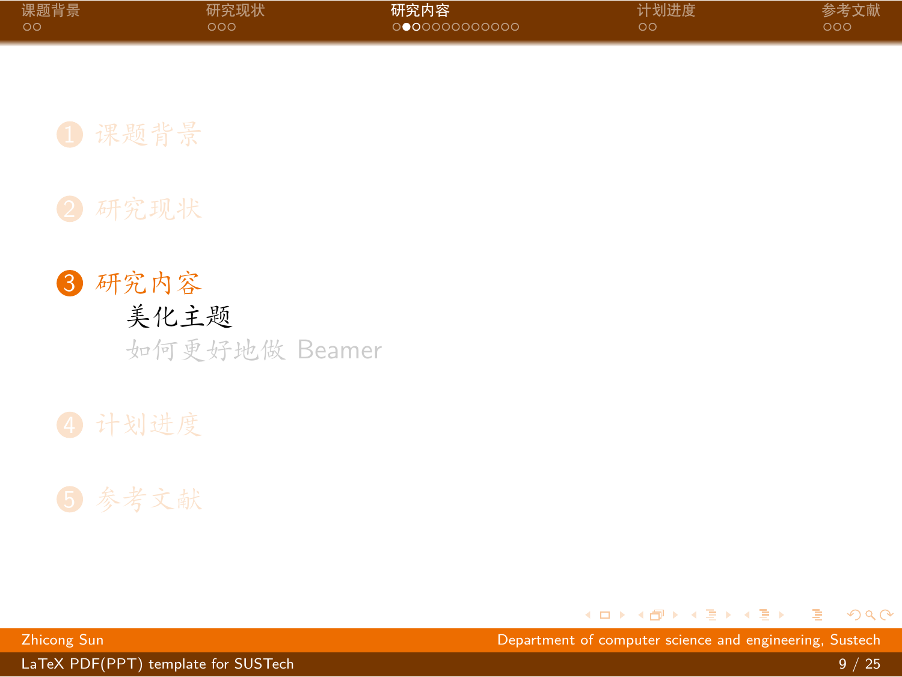1. 课题背景
2. 研究现状
3. 研究内容
   - 美化主题
   - 如何更好地做 Beamer
4. 计划进度
5. 参考文献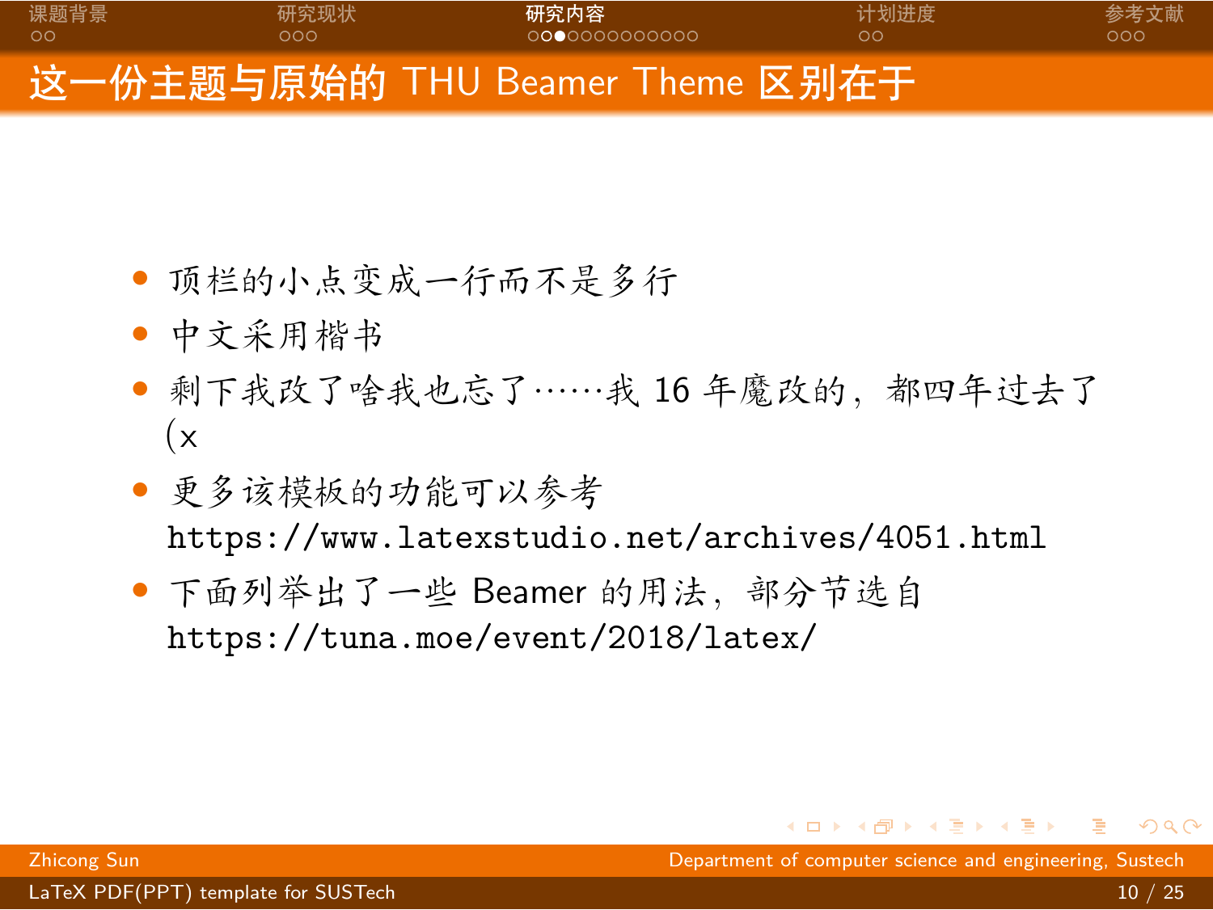## 这一份主题与原始的 THU Beamer Theme 区别在于

- 顶栏的小点变成一行而不是多行
- 中文采用楷书
- 剩下我改了啥我也忘了……我 16 年魔改的，都四年过去了 (x
- 更多该模板的功能可以参考 https://www.latexstudio.net/archives/4051.html
- 下面列举出了一些 Beamer 的用法，部分节选自 https://tuna.moe/event/2018/latex/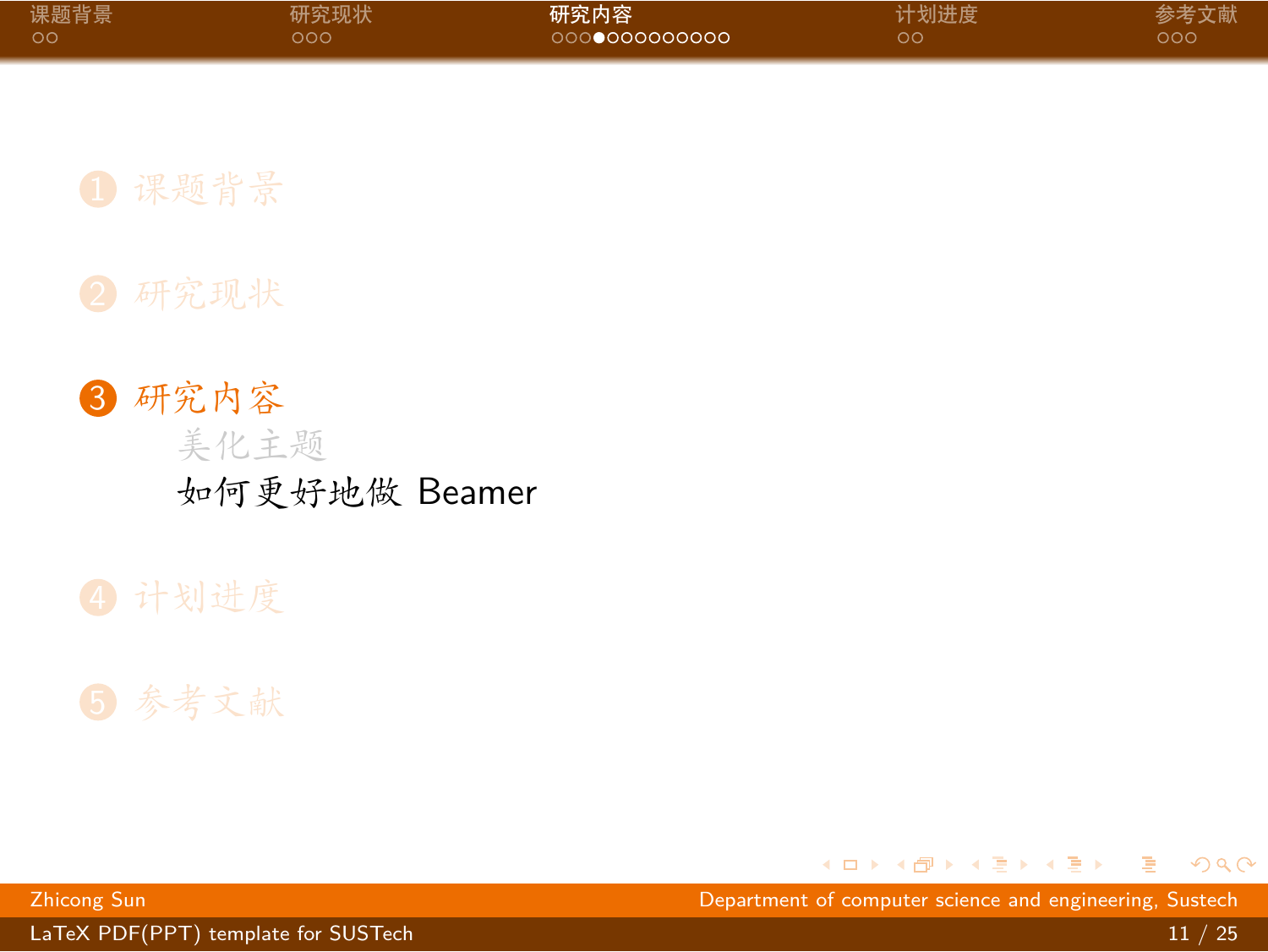1. 课题背景
2. 研究现状
3. 研究内容
   - 美化主题
   - 如何更好地做 Beamer
4. 计划进度
5. 参考文献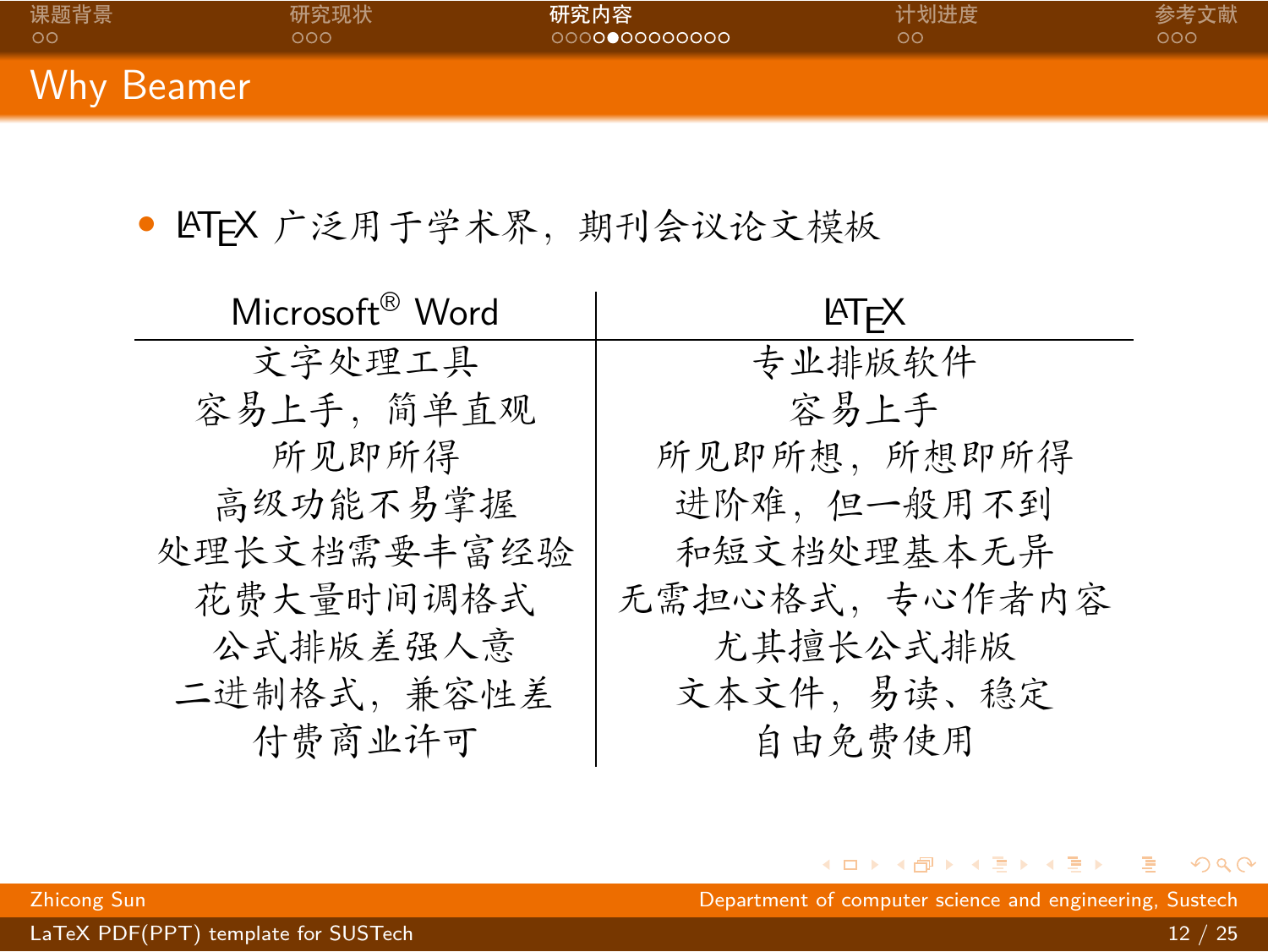## Why Beamer

- LaTeX 广泛用于学术界，期刊会议论文模板

| Microsoft® Word | LaTeX |
|---|---|
| 文字处理工具 | 专业排版软件 |
| 容易上手，简单直观 | 容易上手 |
| 所见即所得 | 所见即所想，所想即所得 |
| 高级功能不易掌握 | 进阶难，但一般用不到 |
| 处理长文档需要丰富经验 | 和短文档处理基本无异 |
| 花费大量时间调格式 | 无需担心格式，专心作者内容 |
| 公式排版差强人意 | 尤其擅长公式排版 |
| 二进制格式，兼容性差 | 文本文件，易读、稳定 |
| 付费商业许可 | 自由免费使用 |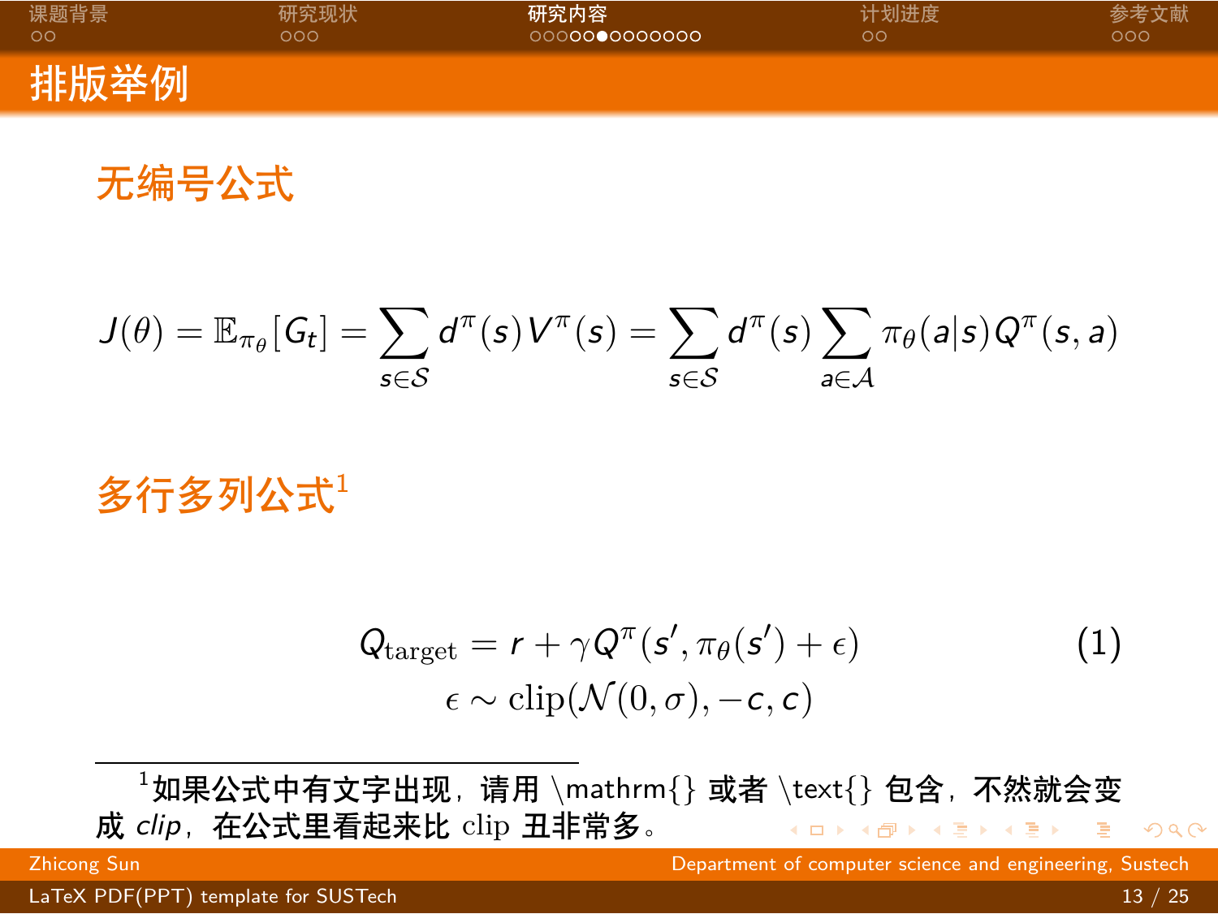# 排版举例

## 无编号公式

$$J(\theta) = \mathbb{E}_{\pi_\theta}[G_t] = \sum_{s \in \mathcal{S}} d^\pi(s) V^\pi(s) = \sum_{s \in \mathcal{S}} d^\pi(s) \sum_{a \in \mathcal{A}} \pi_\theta(a|s) Q^\pi(s, a)$$

## 多行多列公式[1]

$$\begin{aligned} Q_{\text{target}} &= r + \gamma Q^\pi(s', \pi_\theta(s') + \epsilon) \qquad (1) \\ \epsilon &\sim \text{clip}(\mathcal{N}(0, \sigma), -c, c) \end{aligned}$$

[1] 如果公式中有文字出现，请用 \mathrm{} 或者 \text{} 包含，不然就会变成 *clip*，在公式里看起来比 clip 丑非常多。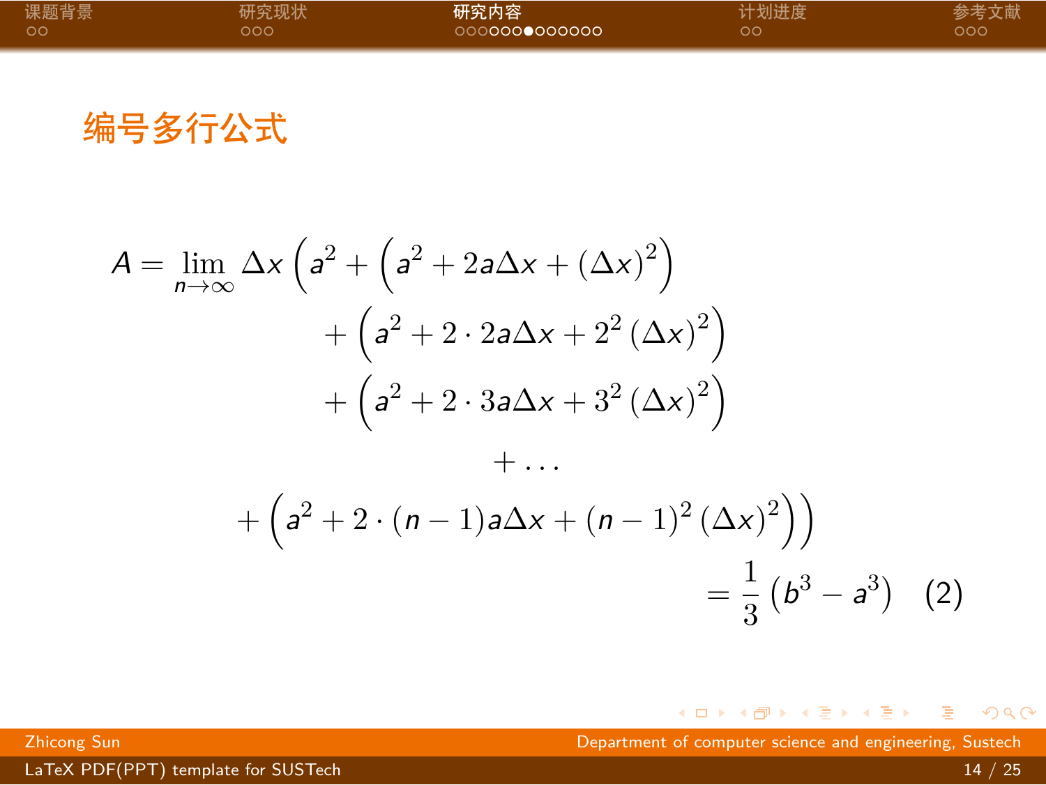## 编号多行公式

$$
\begin{aligned}
A = \lim_{n\to\infty} \Delta x \left(a^2 + \left(a^2 + 2a\Delta x + (\Delta x)^2\right)\right. \\
+ \left(a^2 + 2\cdot 2a\Delta x + 2^2 (\Delta x)^2\right) \\
+ \left(a^2 + 2\cdot 3a\Delta x + 3^2 (\Delta x)^2\right) \\
+ \dots \\
\left. + \left(a^2 + 2\cdot (n-1)a\Delta x + (n-1)^2 (\Delta x)^2\right)\right) \\
= \frac{1}{3}\left(b^3 - a^3\right) \qquad (2)
\end{aligned}
$$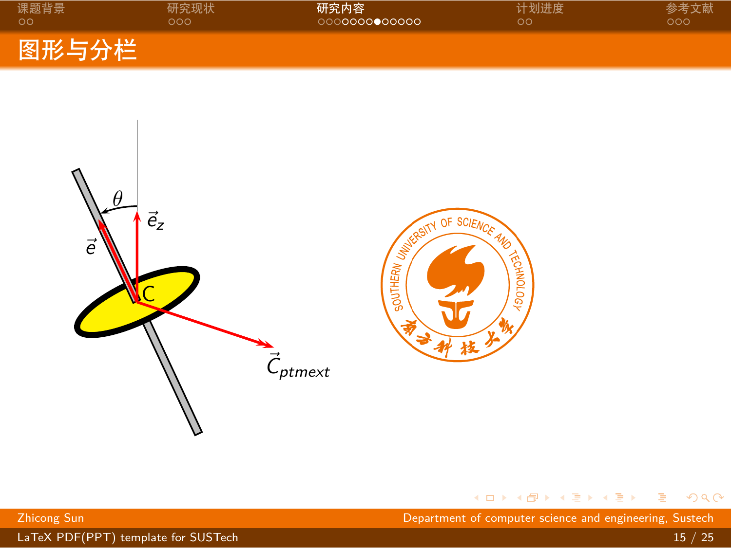# 图形与分栏

$\theta$

$\vec{e}_z$

$\vec{e}$

C

$\vec{C}_{ptmext}$

SOUTHERN UNIVERSITY OF SCIENCE AND TECHNOLOGY

南方科技大学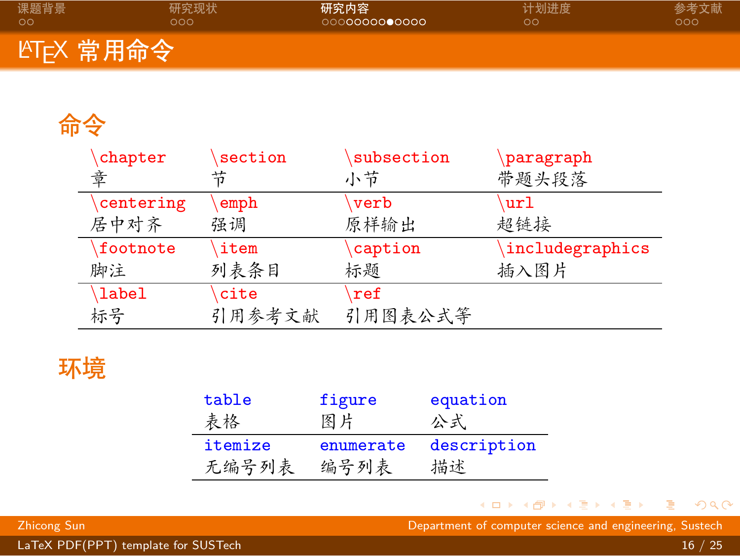# LaTeX 常用命令

## 命令

| \chapter | \section | \subsection | \paragraph |
|---|---|---|---|
| 章 | 节 | 小节 | 带题头段落 |
| \centering | \emph | \verb | \url |
| 居中对齐 | 强调 | 原样输出 | 超链接 |
| \footnote | \item | \caption | \includegraphics |
| 脚注 | 列表条目 | 标题 | 插入图片 |
| \label | \cite | \ref | |
| 标号 | 引用参考文献 | 引用图表公式等 | |

## 环境

| table | figure | equation |
|---|---|---|
| 表格 | 图片 | 公式 |
| itemize | enumerate | description |
| 无编号列表 | 编号列表 | 描述 |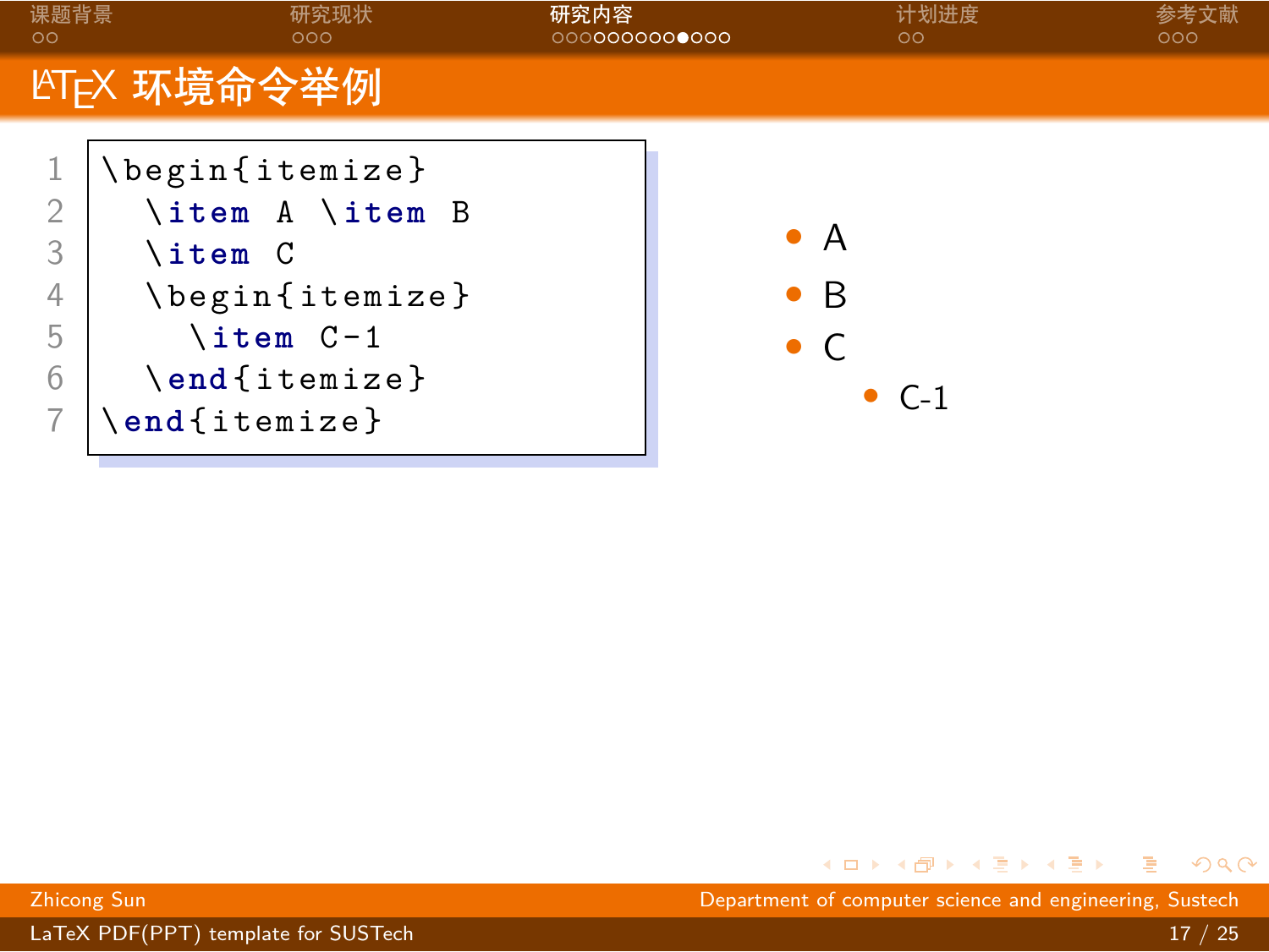# LaTeX 环境命令举例

```
\begin{itemize}
  \item A \item B
  \item C
  \begin{itemize}
    \item C-1
  \end{itemize}
\end{itemize}
```

- A
- B
- C
  - C-1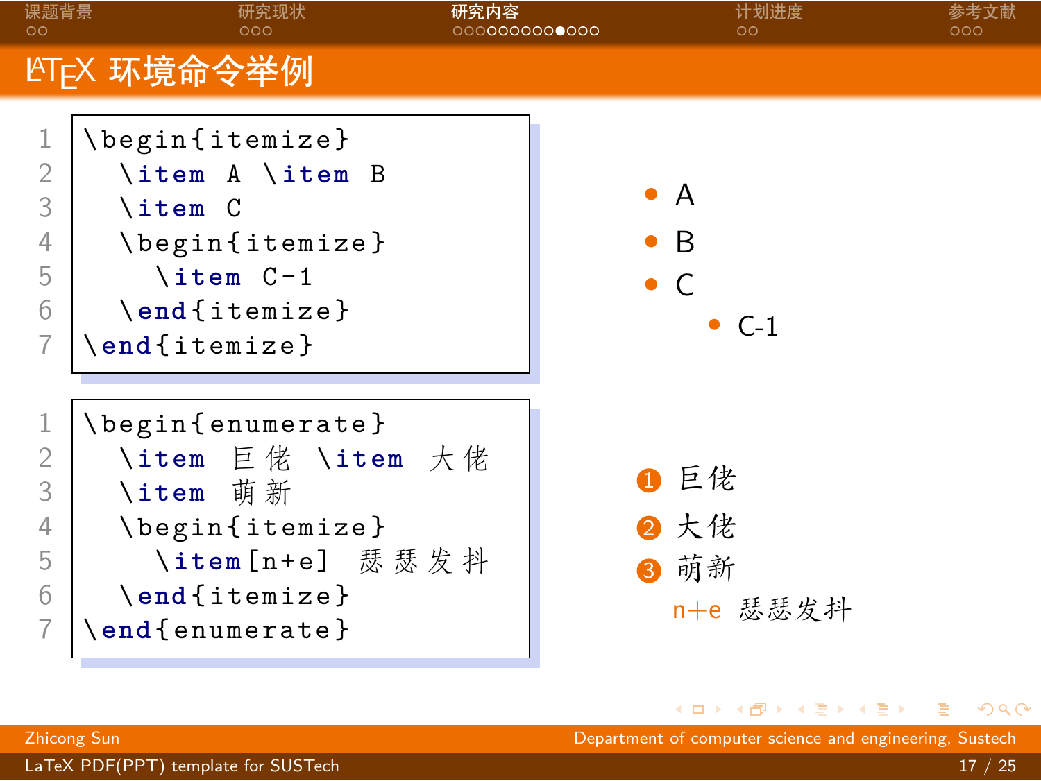# LaTeX 环境命令举例

```latex
\begin{itemize}
  \item A \item B
  \item C
  \begin{itemize}
    \item C-1
  \end{itemize}
\end{itemize}
```

- A
- B
- C
  - C-1

```latex
\begin{enumerate}
  \item 巨佬 \item 大佬
  \item 萌新
  \begin{itemize}
    \item[n+e] 瑟瑟发抖
  \end{itemize}
\end{enumerate}
```

1. 巨佬
2. 大佬
3. 萌新
   - n+e 瑟瑟发抖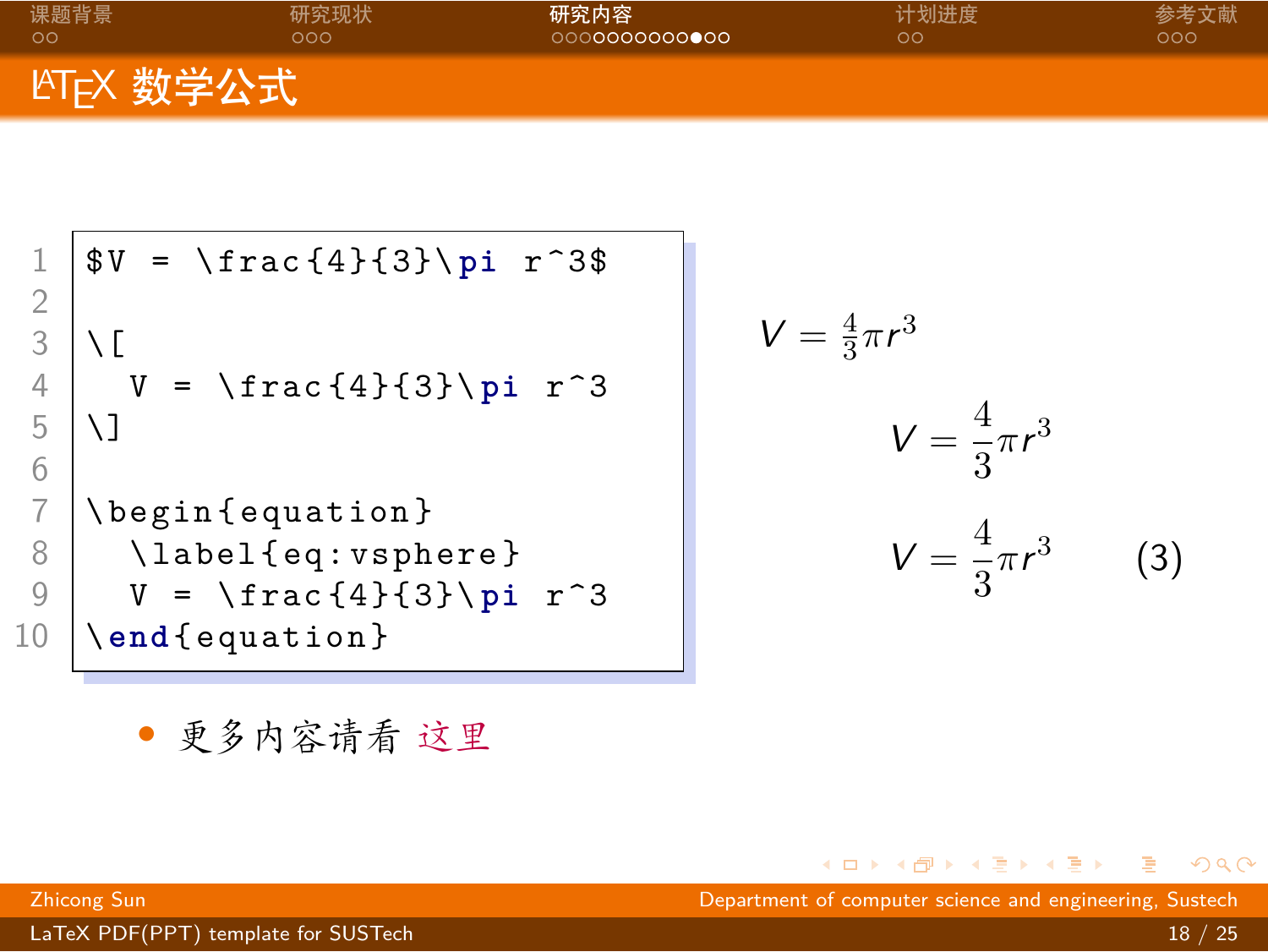# LaTeX 数学公式

```latex
$V = \frac{4}{3}\pi r^3$

\[
  V = \frac{4}{3}\pi r^3
\]

\begin{equation}
  \label{eq:vsphere}
  V = \frac{4}{3}\pi r^3
\end{equation}
```

$V = \frac{4}{3}\pi r^3$

$$V = \frac{4}{3}\pi r^3$$

$$V = \frac{4}{3}\pi r^3 \qquad (3)$$

- 更多内容请看 这里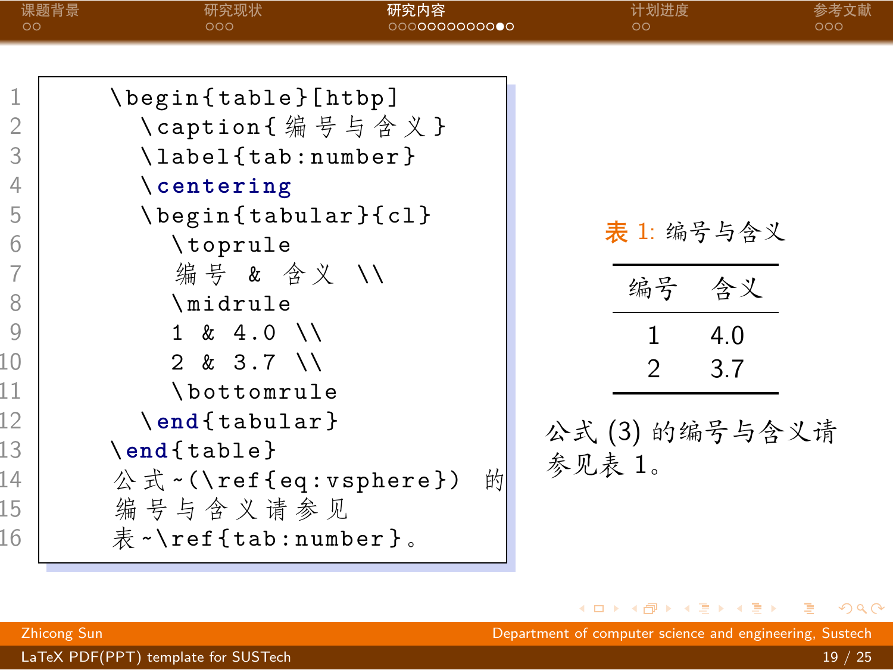```latex
\begin{table}[htbp]
  \caption{编号与含义}
  \label{tab:number}
  \centering
  \begin{tabular}{cl}
    \toprule
    编号 & 含义 \\
    \midrule
    1 & 4.0 \\
    2 & 3.7 \\
    \bottomrule
  \end{tabular}
\end{table}
公式~(\ref{eq:vsphere}) 的
编号与含义请参见
表~\ref{tab:number}。
```

表 1: 编号与含义

| 编号 | 含义 |
| --- | --- |
| 1 | 4.0 |
| 2 | 3.7 |

公式 (3) 的编号与含义请参见表 1。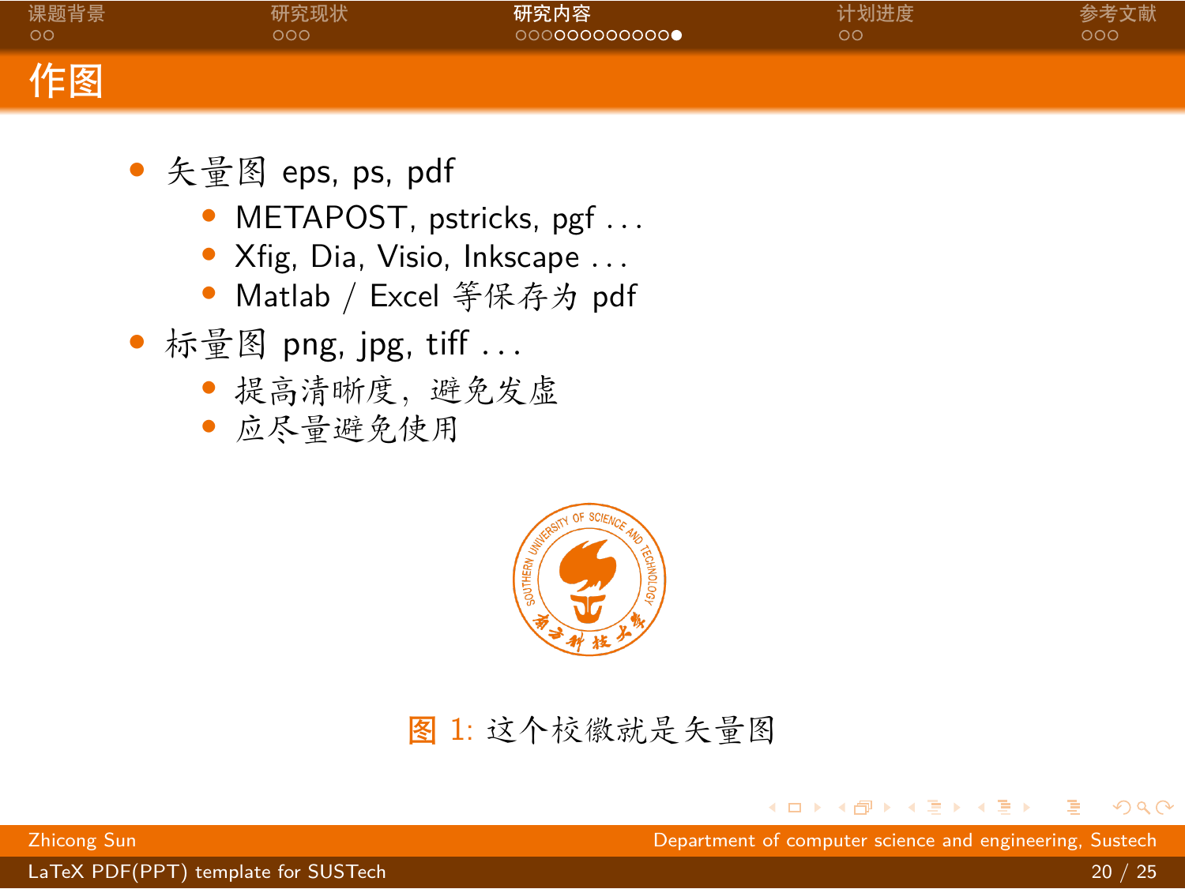## 作图

- 矢量图 eps, ps, pdf
  - METAPOST, pstricks, pgf ...
  - Xfig, Dia, Visio, Inkscape ...
  - Matlab / Excel 等保存为 pdf
- 标量图 png, jpg, tiff ...
  - 提高清晰度，避免发虚
  - 应尽量避免使用

图 1: 这个校徽就是矢量图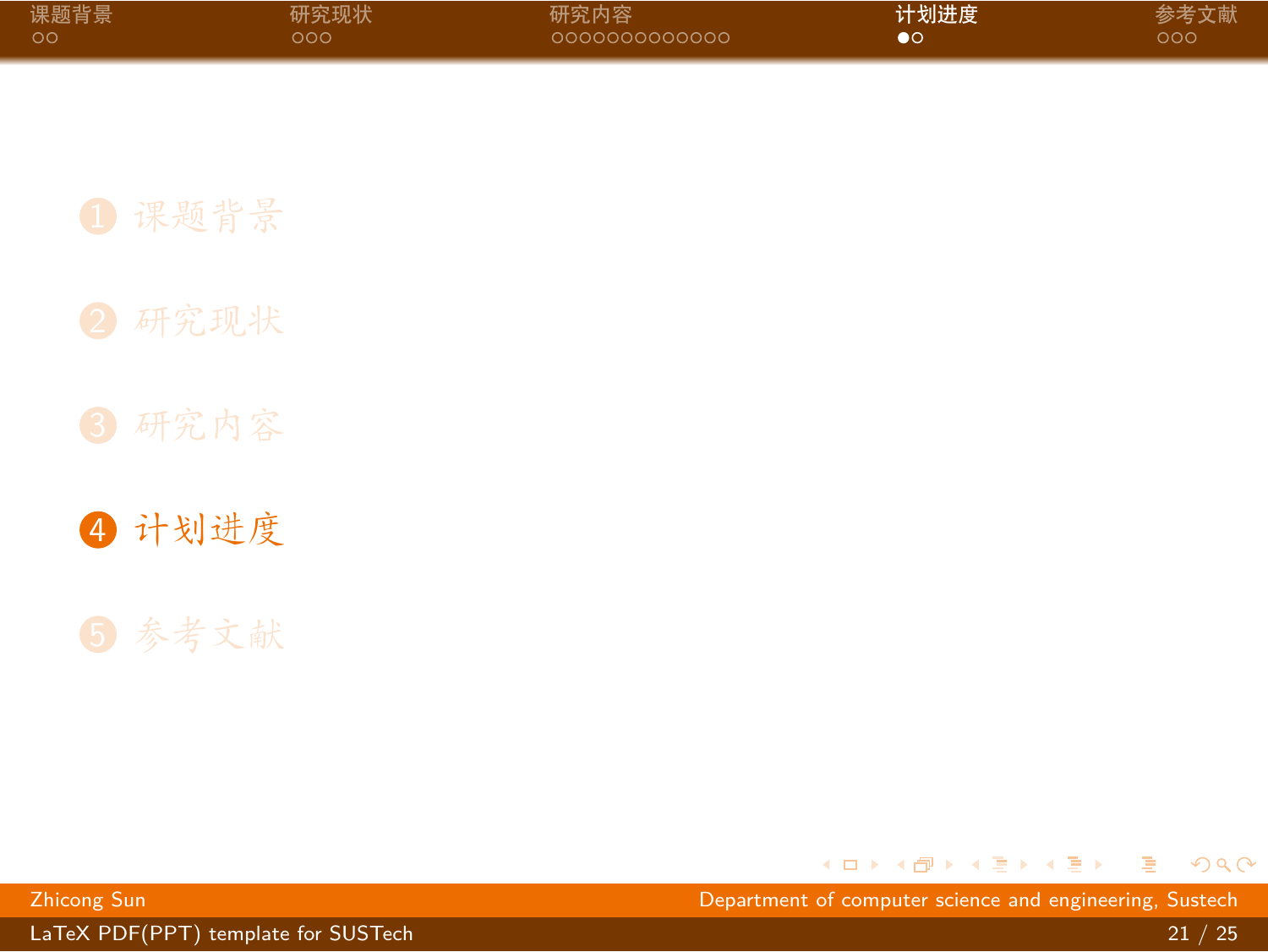1. 课题背景
2. 研究现状
3. 研究内容
4. **计划进度**
5. 参考文献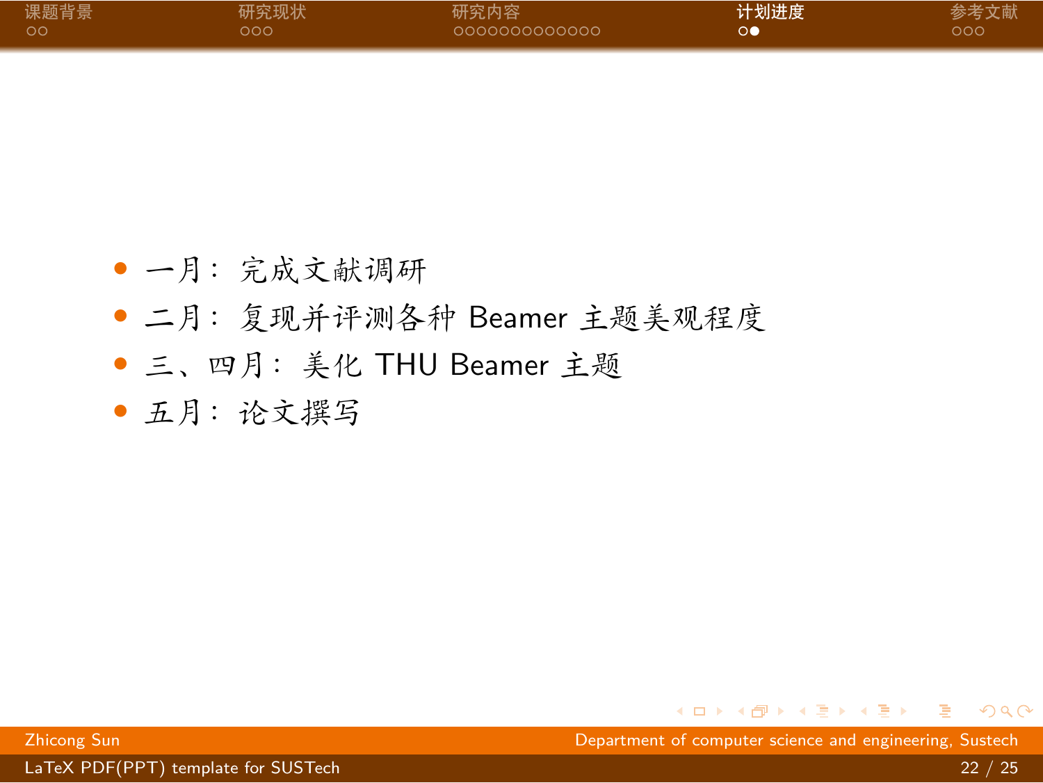- 一月：完成文献调研
- 二月：复现并评测各种 Beamer 主题美观程度
- 三、四月：美化 THU Beamer 主题
- 五月：论文撰写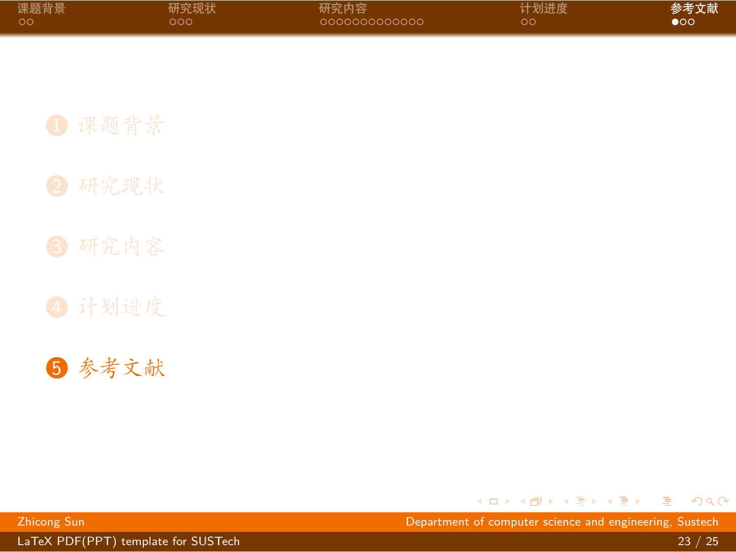1. 课题背景
2. 研究现状
3. 研究内容
4. 计划进度
5. 参考文献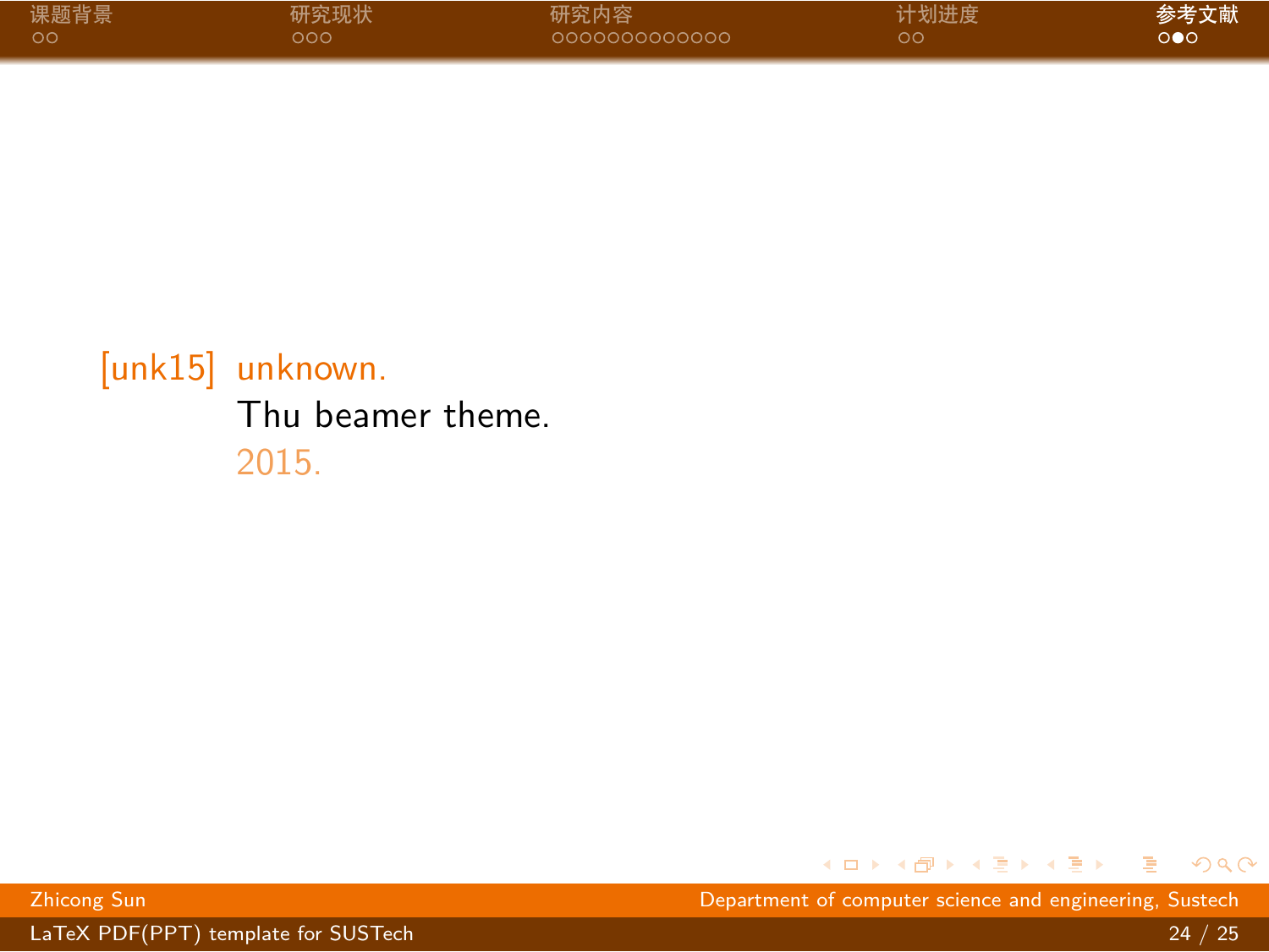[unk15] unknown.
Thu beamer theme.
2015.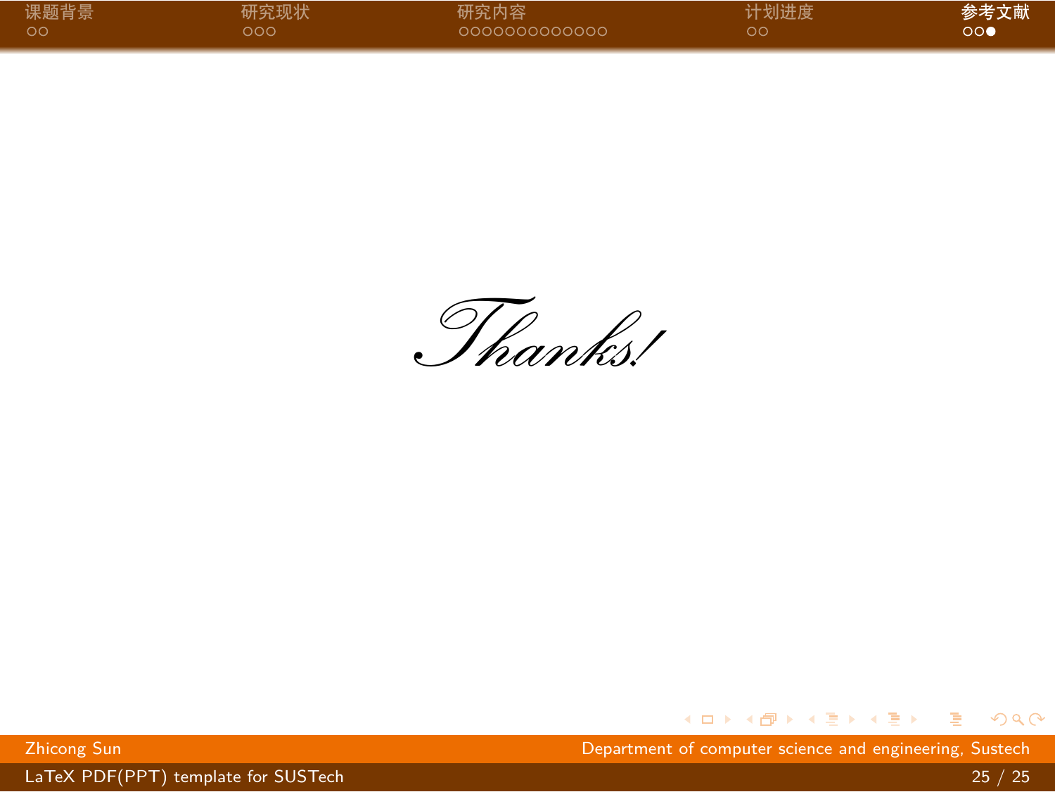*Thanks!*